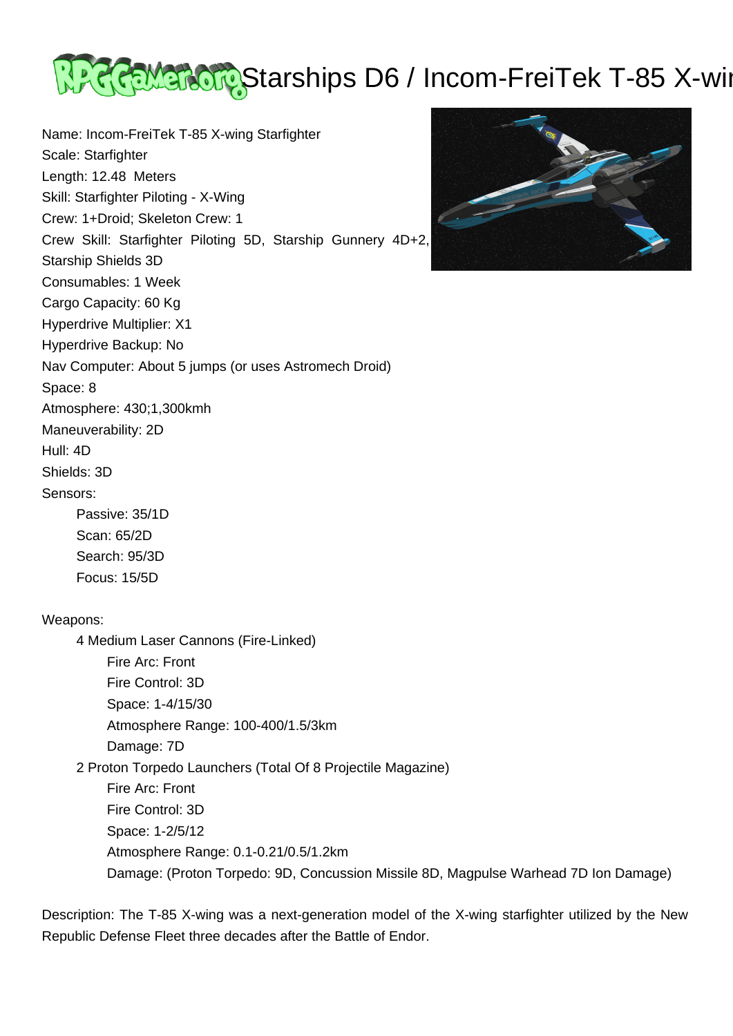# Starships D6 / Incom-FreiTek T-85 X-wing

Name: Incom-FreiTek T-85 X-wing Starfighter
Scale: Starfighter
Length: 12.48 Meters
Skill: Starfighter Piloting - X-Wing
Crew: 1+Droid; Skeleton Crew: 1
Crew Skill: Starfighter Piloting 5D, Starship Gunnery 4D+2, Starship Shields 3D
Consumables: 1 Week
Cargo Capacity: 60 Kg
Hyperdrive Multiplier: X1
Hyperdrive Backup: No
Nav Computer: About 5 jumps (or uses Astromech Droid)
Space: 8
Atmosphere: 430;1,300kmh
Maneuverability: 2D
Hull: 4D
Shields: 3D
Sensors:

- Passive: 35/1D
- Scan: 65/2D
- Search: 95/3D
- Focus: 15/5D

Weapons:

- 4 Medium Laser Cannons (Fire-Linked)
  - Fire Arc: Front
  - Fire Control: 3D
  - Space: 1-4/15/30
  - Atmosphere Range: 100-400/1.5/3km
  - Damage: 7D
- 2 Proton Torpedo Launchers (Total Of 8 Projectile Magazine)
  - Fire Arc: Front
  - Fire Control: 3D
  - Space: 1-2/5/12
  - Atmosphere Range: 0.1-0.21/0.5/1.2km
  - Damage: (Proton Torpedo: 9D, Concussion Missile 8D, Magpulse Warhead 7D Ion Damage)

Description: The T-85 X-wing was a next-generation model of the X-wing starfighter utilized by the New Republic Defense Fleet three decades after the Battle of Endor.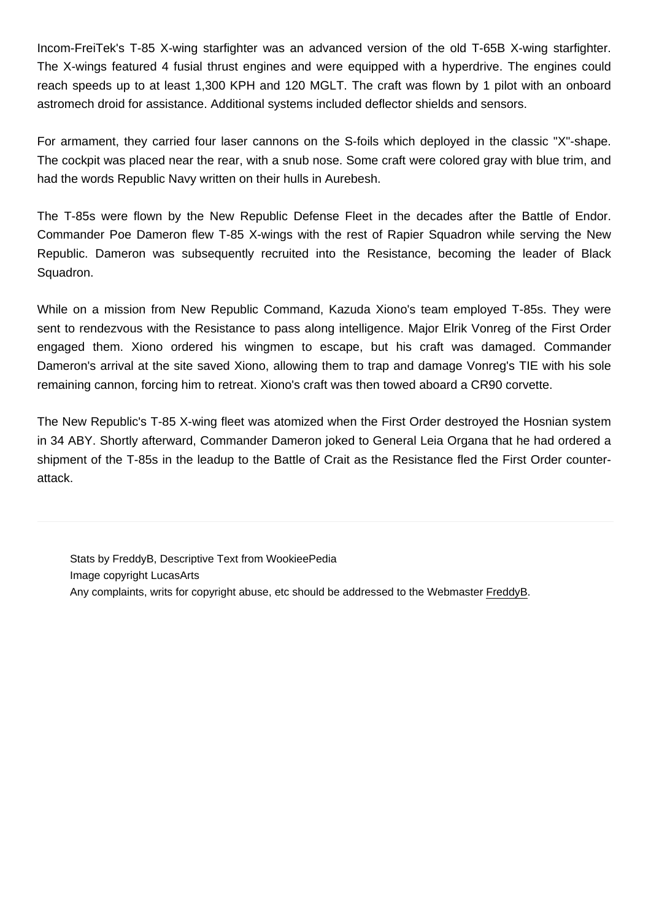Incom-FreiTek's T-85 X-wing starfighter was an advanced version of the old T-65B X-wing starfighter. The X-wings featured 4 fusial thrust engines and were equipped with a hyperdrive. The engines could reach speeds up to at least 1,300 KPH and 120 MGLT. The craft was flown by 1 pilot with an onboard astromech droid for assistance. Additional systems included deflector shields and sensors.

For armament, they carried four laser cannons on the S-foils which deployed in the classic "X"-shape. The cockpit was placed near the rear, with a snub nose. Some craft were colored gray with blue trim, and had the words Republic Navy written on their hulls in Aurebesh.

The T-85s were flown by the New Republic Defense Fleet in the decades after the Battle of Endor. Commander Poe Dameron flew T-85 X-wings with the rest of Rapier Squadron while serving the New Republic. Dameron was subsequently recruited into the Resistance, becoming the leader of Black Squadron.

While on a mission from New Republic Command, Kazuda Xiono's team employed T-85s. They were sent to rendezvous with the Resistance to pass along intelligence. Major Elrik Vonreg of the First Order engaged them. Xiono ordered his wingmen to escape, but his craft was damaged. Commander Dameron's arrival at the site saved Xiono, allowing them to trap and damage Vonreg's TIE with his sole remaining cannon, forcing him to retreat. Xiono's craft was then towed aboard a CR90 corvette.

The New Republic's T-85 X-wing fleet was atomized when the First Order destroyed the Hosnian system in 34 ABY. Shortly afterward, Commander Dameron joked to General Leia Organa that he had ordered a shipment of the T-85s in the leadup to the Battle of Crait as the Resistance fled the First Order counter-attack.

---

Stats by FreddyB, Descriptive Text from WookieePedia
Image copyright LucasArts
Any complaints, writs for copyright abuse, etc should be addressed to the Webmaster FreddyB.